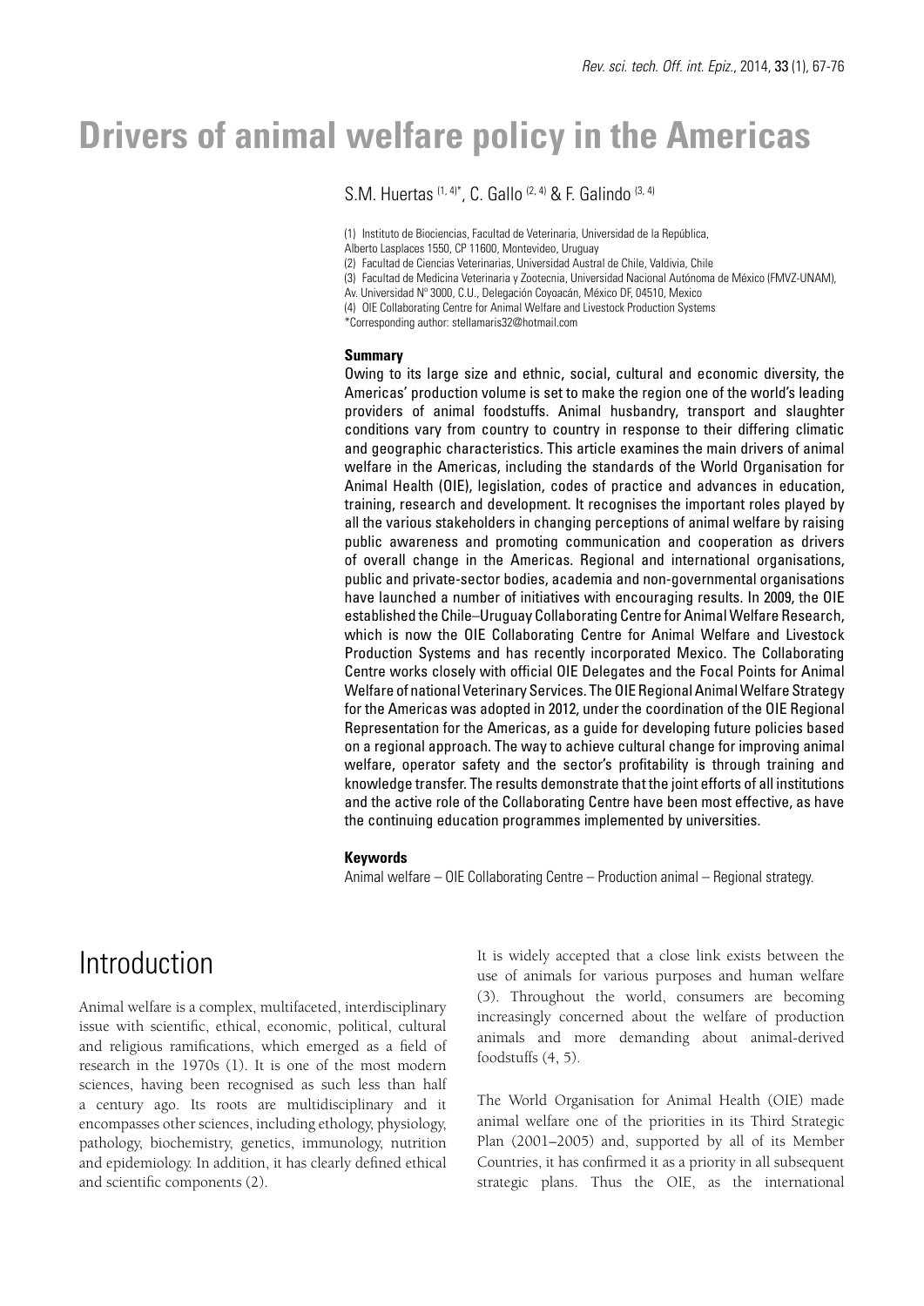# Drivers of animal welfare policy in the Americas

S.M. Huertas [1, 4]*, C. Gallo [2, 4] & F. Galindo [3, 4]

(1) Instituto de Biociencias, Facultad de Veterinaria, Universidad de la República, Alberto Lasplaces 1550, CP 11600, Montevideo, Uruguay

(2) Facultad de Ciencias Veterinarias, Universidad Austral de Chile, Valdivia, Chile

(3) Facultad de Medicina Veterinaria y Zootecnia, Universidad Nacional Autónoma de México (FMVZ-UNAM), Av. Universidad N° 3000, C.U., Delegación Coyoacán, México DF, 04510, Mexico

(4) OIE Collaborating Centre for Animal Welfare and Livestock Production Systems

*Corresponding author: stellamaris32@hotmail.com

### Summary

Owing to its large size and ethnic, social, cultural and economic diversity, the Americas' production volume is set to make the region one of the world's leading providers of animal foodstuffs. Animal husbandry, transport and slaughter conditions vary from country to country in response to their differing climatic and geographic characteristics. This article examines the main drivers of animal welfare in the Americas, including the standards of the World Organisation for Animal Health (OIE), legislation, codes of practice and advances in education, training, research and development. It recognises the important roles played by all the various stakeholders in changing perceptions of animal welfare by raising public awareness and promoting communication and cooperation as drivers of overall change in the Americas. Regional and international organisations, public and private-sector bodies, academia and non-governmental organisations have launched a number of initiatives with encouraging results. In 2009, the OIE established the Chile–Uruguay Collaborating Centre for Animal Welfare Research, which is now the OIE Collaborating Centre for Animal Welfare and Livestock Production Systems and has recently incorporated Mexico. The Collaborating Centre works closely with official OIE Delegates and the Focal Points for Animal Welfare of national Veterinary Services. The OIE Regional Animal Welfare Strategy for the Americas was adopted in 2012, under the coordination of the OIE Regional Representation for the Americas, as a guide for developing future policies based on a regional approach. The way to achieve cultural change for improving animal welfare, operator safety and the sector's profitability is through training and knowledge transfer. The results demonstrate that the joint efforts of all institutions and the active role of the Collaborating Centre have been most effective, as have the continuing education programmes implemented by universities.

### Keywords

Animal welfare – OIE Collaborating Centre – Production animal – Regional strategy.

## Introduction

Animal welfare is a complex, multifaceted, interdisciplinary issue with scientific, ethical, economic, political, cultural and religious ramifications, which emerged as a field of research in the 1970s (1). It is one of the most modern sciences, having been recognised as such less than half a century ago. Its roots are multidisciplinary and it encompasses other sciences, including ethology, physiology, pathology, biochemistry, genetics, immunology, nutrition and epidemiology. In addition, it has clearly defined ethical and scientific components (2).

It is widely accepted that a close link exists between the use of animals for various purposes and human welfare (3). Throughout the world, consumers are becoming increasingly concerned about the welfare of production animals and more demanding about animal-derived foodstuffs (4, 5).

The World Organisation for Animal Health (OIE) made animal welfare one of the priorities in its Third Strategic Plan (2001–2005) and, supported by all of its Member Countries, it has confirmed it as a priority in all subsequent strategic plans. Thus the OIE, as the international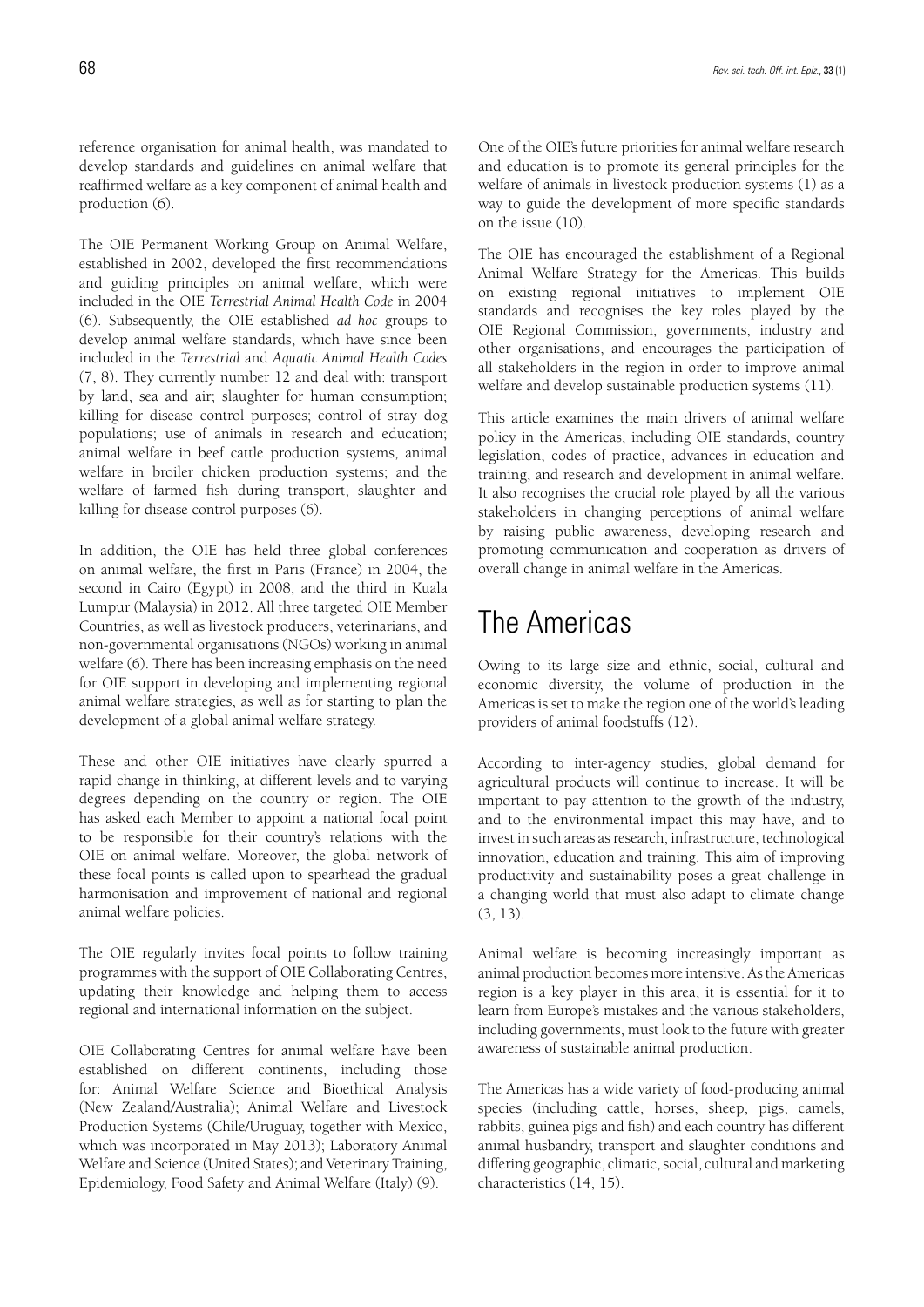reference organisation for animal health, was mandated to develop standards and guidelines on animal welfare that reaffirmed welfare as a key component of animal health and production (6).

The OIE Permanent Working Group on Animal Welfare, established in 2002, developed the first recommendations and guiding principles on animal welfare, which were included in the OIE *Terrestrial Animal Health Code* in 2004 (6). Subsequently, the OIE established *ad hoc* groups to develop animal welfare standards, which have since been included in the *Terrestrial* and *Aquatic Animal Health Codes* (7, 8). They currently number 12 and deal with: transport by land, sea and air; slaughter for human consumption; killing for disease control purposes; control of stray dog populations; use of animals in research and education; animal welfare in beef cattle production systems, animal welfare in broiler chicken production systems; and the welfare of farmed fish during transport, slaughter and killing for disease control purposes (6).

In addition, the OIE has held three global conferences on animal welfare, the first in Paris (France) in 2004, the second in Cairo (Egypt) in 2008, and the third in Kuala Lumpur (Malaysia) in 2012. All three targeted OIE Member Countries, as well as livestock producers, veterinarians, and non-governmental organisations (NGOs) working in animal welfare (6). There has been increasing emphasis on the need for OIE support in developing and implementing regional animal welfare strategies, as well as for starting to plan the development of a global animal welfare strategy.

These and other OIE initiatives have clearly spurred a rapid change in thinking, at different levels and to varying degrees depending on the country or region. The OIE has asked each Member to appoint a national focal point to be responsible for their country's relations with the OIE on animal welfare. Moreover, the global network of these focal points is called upon to spearhead the gradual harmonisation and improvement of national and regional animal welfare policies.

The OIE regularly invites focal points to follow training programmes with the support of OIE Collaborating Centres, updating their knowledge and helping them to access regional and international information on the subject.

OIE Collaborating Centres for animal welfare have been established on different continents, including those for: Animal Welfare Science and Bioethical Analysis (New Zealand/Australia); Animal Welfare and Livestock Production Systems (Chile/Uruguay, together with Mexico, which was incorporated in May 2013); Laboratory Animal Welfare and Science (United States); and Veterinary Training, Epidemiology, Food Safety and Animal Welfare (Italy) (9).

One of the OIE's future priorities for animal welfare research and education is to promote its general principles for the welfare of animals in livestock production systems (1) as a way to guide the development of more specific standards on the issue (10).

The OIE has encouraged the establishment of a Regional Animal Welfare Strategy for the Americas. This builds on existing regional initiatives to implement OIE standards and recognises the key roles played by the OIE Regional Commission, governments, industry and other organisations, and encourages the participation of all stakeholders in the region in order to improve animal welfare and develop sustainable production systems (11).

This article examines the main drivers of animal welfare policy in the Americas, including OIE standards, country legislation, codes of practice, advances in education and training, and research and development in animal welfare. It also recognises the crucial role played by all the various stakeholders in changing perceptions of animal welfare by raising public awareness, developing research and promoting communication and cooperation as drivers of overall change in animal welfare in the Americas.

# The Americas

Owing to its large size and ethnic, social, cultural and economic diversity, the volume of production in the Americas is set to make the region one of the world's leading providers of animal foodstuffs (12).

According to inter-agency studies, global demand for agricultural products will continue to increase. It will be important to pay attention to the growth of the industry, and to the environmental impact this may have, and to invest in such areas as research, infrastructure, technological innovation, education and training. This aim of improving productivity and sustainability poses a great challenge in a changing world that must also adapt to climate change (3, 13).

Animal welfare is becoming increasingly important as animal production becomes more intensive. As the Americas region is a key player in this area, it is essential for it to learn from Europe's mistakes and the various stakeholders, including governments, must look to the future with greater awareness of sustainable animal production.

The Americas has a wide variety of food-producing animal species (including cattle, horses, sheep, pigs, camels, rabbits, guinea pigs and fish) and each country has different animal husbandry, transport and slaughter conditions and differing geographic, climatic, social, cultural and marketing characteristics (14, 15).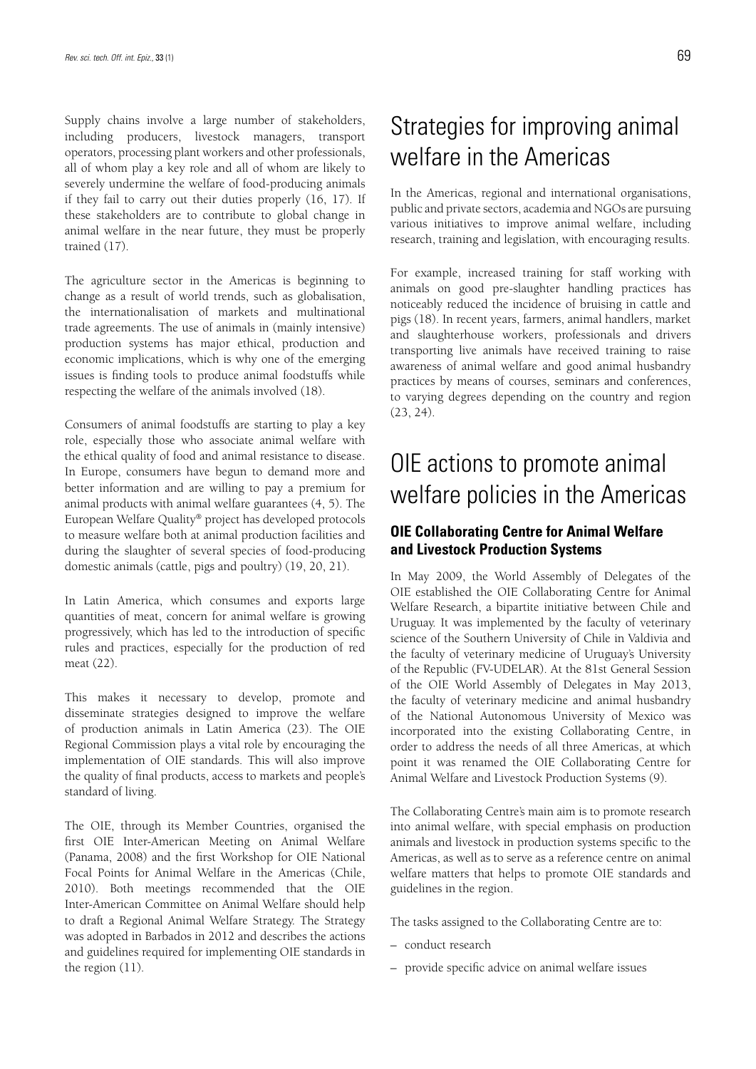Supply chains involve a large number of stakeholders, including producers, livestock managers, transport operators, processing plant workers and other professionals, all of whom play a key role and all of whom are likely to severely undermine the welfare of food-producing animals if they fail to carry out their duties properly (16, 17). If these stakeholders are to contribute to global change in animal welfare in the near future, they must be properly trained (17).

The agriculture sector in the Americas is beginning to change as a result of world trends, such as globalisation, the internationalisation of markets and multinational trade agreements. The use of animals in (mainly intensive) production systems has major ethical, production and economic implications, which is why one of the emerging issues is finding tools to produce animal foodstuffs while respecting the welfare of the animals involved (18).

Consumers of animal foodstuffs are starting to play a key role, especially those who associate animal welfare with the ethical quality of food and animal resistance to disease. In Europe, consumers have begun to demand more and better information and are willing to pay a premium for animal products with animal welfare guarantees (4, 5). The European Welfare Quality® project has developed protocols to measure welfare both at animal production facilities and during the slaughter of several species of food-producing domestic animals (cattle, pigs and poultry) (19, 20, 21).

In Latin America, which consumes and exports large quantities of meat, concern for animal welfare is growing progressively, which has led to the introduction of specific rules and practices, especially for the production of red meat (22).

This makes it necessary to develop, promote and disseminate strategies designed to improve the welfare of production animals in Latin America (23). The OIE Regional Commission plays a vital role by encouraging the implementation of OIE standards. This will also improve the quality of final products, access to markets and people's standard of living.

The OIE, through its Member Countries, organised the first OIE Inter-American Meeting on Animal Welfare (Panama, 2008) and the first Workshop for OIE National Focal Points for Animal Welfare in the Americas (Chile, 2010). Both meetings recommended that the OIE Inter-American Committee on Animal Welfare should help to draft a Regional Animal Welfare Strategy. The Strategy was adopted in Barbados in 2012 and describes the actions and guidelines required for implementing OIE standards in the region (11).

# Strategies for improving animal welfare in the Americas

In the Americas, regional and international organisations, public and private sectors, academia and NGOs are pursuing various initiatives to improve animal welfare, including research, training and legislation, with encouraging results.

For example, increased training for staff working with animals on good pre-slaughter handling practices has noticeably reduced the incidence of bruising in cattle and pigs (18). In recent years, farmers, animal handlers, market and slaughterhouse workers, professionals and drivers transporting live animals have received training to raise awareness of animal welfare and good animal husbandry practices by means of courses, seminars and conferences, to varying degrees depending on the country and region (23, 24).

# OIE actions to promote animal welfare policies in the Americas

## OIE Collaborating Centre for Animal Welfare and Livestock Production Systems

In May 2009, the World Assembly of Delegates of the OIE established the OIE Collaborating Centre for Animal Welfare Research, a bipartite initiative between Chile and Uruguay. It was implemented by the faculty of veterinary science of the Southern University of Chile in Valdivia and the faculty of veterinary medicine of Uruguay's University of the Republic (FV-UDELAR). At the 81st General Session of the OIE World Assembly of Delegates in May 2013, the faculty of veterinary medicine and animal husbandry of the National Autonomous University of Mexico was incorporated into the existing Collaborating Centre, in order to address the needs of all three Americas, at which point it was renamed the OIE Collaborating Centre for Animal Welfare and Livestock Production Systems (9).

The Collaborating Centre's main aim is to promote research into animal welfare, with special emphasis on production animals and livestock in production systems specific to the Americas, as well as to serve as a reference centre on animal welfare matters that helps to promote OIE standards and guidelines in the region.

The tasks assigned to the Collaborating Centre are to:

– conduct research

– provide specific advice on animal welfare issues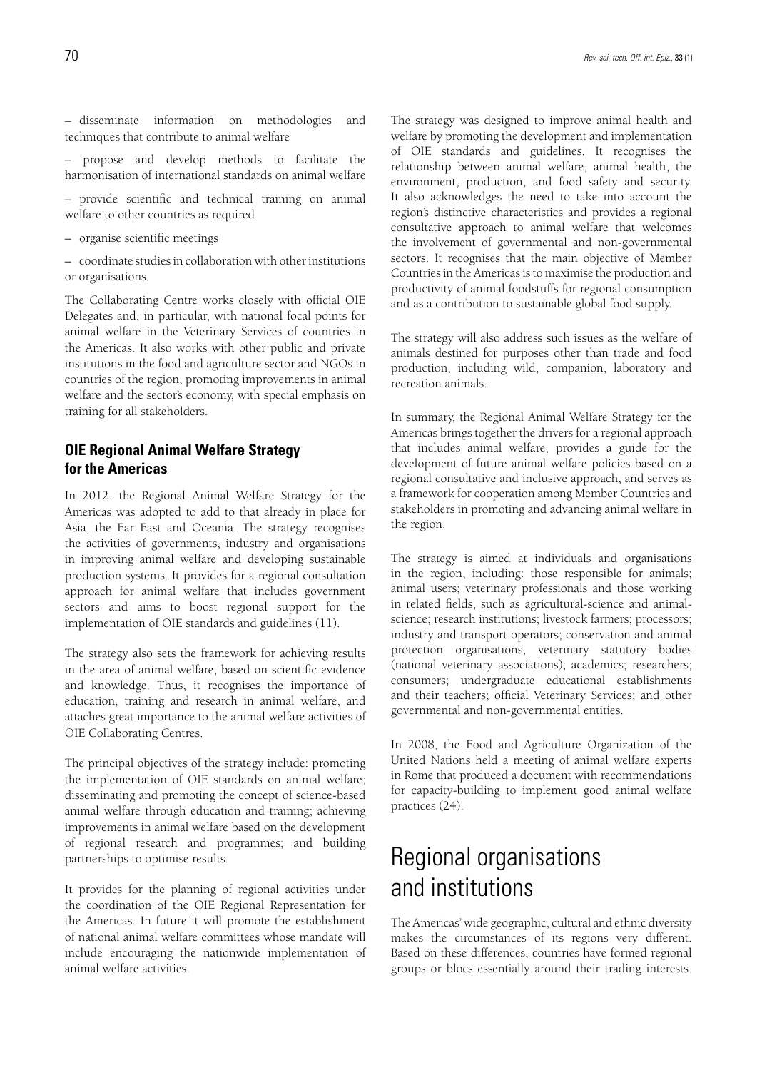– disseminate information on methodologies and techniques that contribute to animal welfare

– propose and develop methods to facilitate the harmonisation of international standards on animal welfare

– provide scientific and technical training on animal welfare to other countries as required

– organise scientific meetings

– coordinate studies in collaboration with other institutions or organisations.

The Collaborating Centre works closely with official OIE Delegates and, in particular, with national focal points for animal welfare in the Veterinary Services of countries in the Americas. It also works with other public and private institutions in the food and agriculture sector and NGOs in countries of the region, promoting improvements in animal welfare and the sector's economy, with special emphasis on training for all stakeholders.

### OIE Regional Animal Welfare Strategy for the Americas

In 2012, the Regional Animal Welfare Strategy for the Americas was adopted to add to that already in place for Asia, the Far East and Oceania. The strategy recognises the activities of governments, industry and organisations in improving animal welfare and developing sustainable production systems. It provides for a regional consultation approach for animal welfare that includes government sectors and aims to boost regional support for the implementation of OIE standards and guidelines (11).

The strategy also sets the framework for achieving results in the area of animal welfare, based on scientific evidence and knowledge. Thus, it recognises the importance of education, training and research in animal welfare, and attaches great importance to the animal welfare activities of OIE Collaborating Centres.

The principal objectives of the strategy include: promoting the implementation of OIE standards on animal welfare; disseminating and promoting the concept of science-based animal welfare through education and training; achieving improvements in animal welfare based on the development of regional research and programmes; and building partnerships to optimise results.

It provides for the planning of regional activities under the coordination of the OIE Regional Representation for the Americas. In future it will promote the establishment of national animal welfare committees whose mandate will include encouraging the nationwide implementation of animal welfare activities.

The strategy was designed to improve animal health and welfare by promoting the development and implementation of OIE standards and guidelines. It recognises the relationship between animal welfare, animal health, the environment, production, and food safety and security. It also acknowledges the need to take into account the region's distinctive characteristics and provides a regional consultative approach to animal welfare that welcomes the involvement of governmental and non-governmental sectors. It recognises that the main objective of Member Countries in the Americas is to maximise the production and productivity of animal foodstuffs for regional consumption and as a contribution to sustainable global food supply.

The strategy will also address such issues as the welfare of animals destined for purposes other than trade and food production, including wild, companion, laboratory and recreation animals.

In summary, the Regional Animal Welfare Strategy for the Americas brings together the drivers for a regional approach that includes animal welfare, provides a guide for the development of future animal welfare policies based on a regional consultative and inclusive approach, and serves as a framework for cooperation among Member Countries and stakeholders in promoting and advancing animal welfare in the region.

The strategy is aimed at individuals and organisations in the region, including: those responsible for animals; animal users; veterinary professionals and those working in related fields, such as agricultural-science and animal-science; research institutions; livestock farmers; processors; industry and transport operators; conservation and animal protection organisations; veterinary statutory bodies (national veterinary associations); academics; researchers; consumers; undergraduate educational establishments and their teachers; official Veterinary Services; and other governmental and non-governmental entities.

In 2008, the Food and Agriculture Organization of the United Nations held a meeting of animal welfare experts in Rome that produced a document with recommendations for capacity-building to implement good animal welfare practices (24).

## Regional organisations and institutions

The Americas' wide geographic, cultural and ethnic diversity makes the circumstances of its regions very different. Based on these differences, countries have formed regional groups or blocs essentially around their trading interests.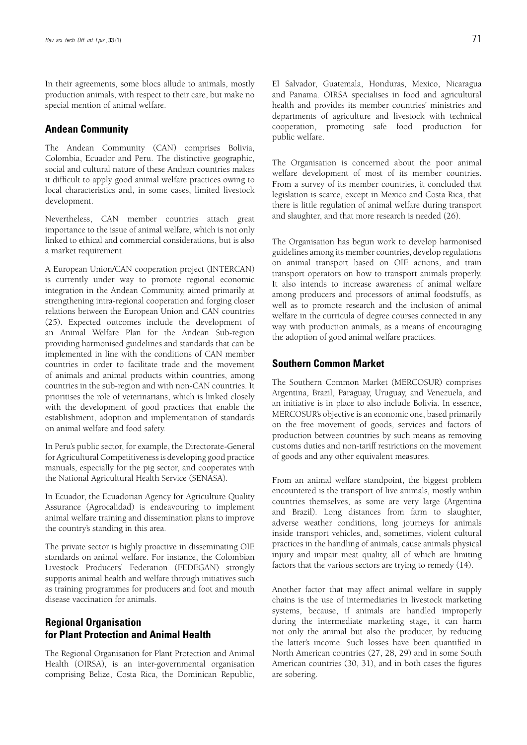In their agreements, some blocs allude to animals, mostly production animals, with respect to their care, but make no special mention of animal welfare.

## Andean Community

The Andean Community (CAN) comprises Bolivia, Colombia, Ecuador and Peru. The distinctive geographic, social and cultural nature of these Andean countries makes it difficult to apply good animal welfare practices owing to local characteristics and, in some cases, limited livestock development.

Nevertheless, CAN member countries attach great importance to the issue of animal welfare, which is not only linked to ethical and commercial considerations, but is also a market requirement.

A European Union/CAN cooperation project (INTERCAN) is currently under way to promote regional economic integration in the Andean Community, aimed primarily at strengthening intra-regional cooperation and forging closer relations between the European Union and CAN countries (25). Expected outcomes include the development of an Animal Welfare Plan for the Andean Sub-region providing harmonised guidelines and standards that can be implemented in line with the conditions of CAN member countries in order to facilitate trade and the movement of animals and animal products within countries, among countries in the sub-region and with non-CAN countries. It prioritises the role of veterinarians, which is linked closely with the development of good practices that enable the establishment, adoption and implementation of standards on animal welfare and food safety.

In Peru's public sector, for example, the Directorate-General for Agricultural Competitiveness is developing good practice manuals, especially for the pig sector, and cooperates with the National Agricultural Health Service (SENASA).

In Ecuador, the Ecuadorian Agency for Agriculture Quality Assurance (Agrocalidad) is endeavouring to implement animal welfare training and dissemination plans to improve the country's standing in this area.

The private sector is highly proactive in disseminating OIE standards on animal welfare. For instance, the Colombian Livestock Producers' Federation (FEDEGAN) strongly supports animal health and welfare through initiatives such as training programmes for producers and foot and mouth disease vaccination for animals.

## Regional Organisation for Plant Protection and Animal Health

The Regional Organisation for Plant Protection and Animal Health (OIRSA), is an inter-governmental organisation comprising Belize, Costa Rica, the Dominican Republic, El Salvador, Guatemala, Honduras, Mexico, Nicaragua and Panama. OIRSA specialises in food and agricultural health and provides its member countries' ministries and departments of agriculture and livestock with technical cooperation, promoting safe food production for public welfare.

The Organisation is concerned about the poor animal welfare development of most of its member countries. From a survey of its member countries, it concluded that legislation is scarce, except in Mexico and Costa Rica, that there is little regulation of animal welfare during transport and slaughter, and that more research is needed (26).

The Organisation has begun work to develop harmonised guidelines among its member countries, develop regulations on animal transport based on OIE actions, and train transport operators on how to transport animals properly. It also intends to increase awareness of animal welfare among producers and processors of animal foodstuffs, as well as to promote research and the inclusion of animal welfare in the curricula of degree courses connected in any way with production animals, as a means of encouraging the adoption of good animal welfare practices.

## Southern Common Market

The Southern Common Market (MERCOSUR) comprises Argentina, Brazil, Paraguay, Uruguay, and Venezuela, and an initiative is in place to also include Bolivia. In essence, MERCOSUR's objective is an economic one, based primarily on the free movement of goods, services and factors of production between countries by such means as removing customs duties and non-tariff restrictions on the movement of goods and any other equivalent measures.

From an animal welfare standpoint, the biggest problem encountered is the transport of live animals, mostly within countries themselves, as some are very large (Argentina and Brazil). Long distances from farm to slaughter, adverse weather conditions, long journeys for animals inside transport vehicles, and, sometimes, violent cultural practices in the handling of animals, cause animals physical injury and impair meat quality, all of which are limiting factors that the various sectors are trying to remedy (14).

Another factor that may affect animal welfare in supply chains is the use of intermediaries in livestock marketing systems, because, if animals are handled improperly during the intermediate marketing stage, it can harm not only the animal but also the producer, by reducing the latter's income. Such losses have been quantified in North American countries (27, 28, 29) and in some South American countries (30, 31), and in both cases the figures are sobering.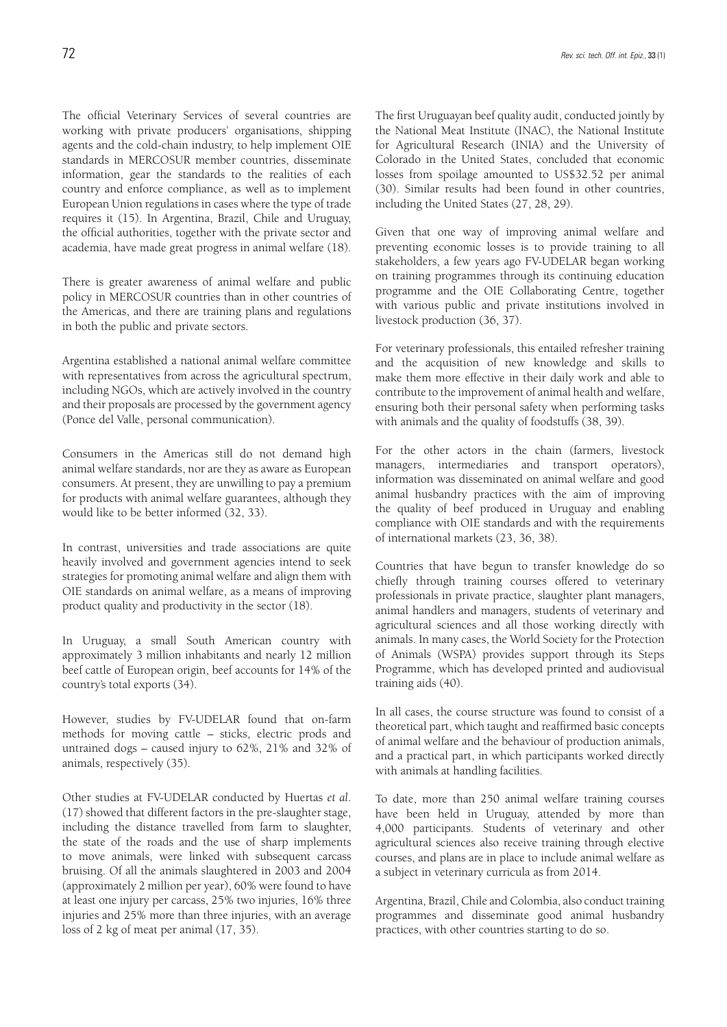The official Veterinary Services of several countries are working with private producers' organisations, shipping agents and the cold-chain industry, to help implement OIE standards in MERCOSUR member countries, disseminate information, gear the standards to the realities of each country and enforce compliance, as well as to implement European Union regulations in cases where the type of trade requires it (15). In Argentina, Brazil, Chile and Uruguay, the official authorities, together with the private sector and academia, have made great progress in animal welfare (18).

There is greater awareness of animal welfare and public policy in MERCOSUR countries than in other countries of the Americas, and there are training plans and regulations in both the public and private sectors.

Argentina established a national animal welfare committee with representatives from across the agricultural spectrum, including NGOs, which are actively involved in the country and their proposals are processed by the government agency (Ponce del Valle, personal communication).

Consumers in the Americas still do not demand high animal welfare standards, nor are they as aware as European consumers. At present, they are unwilling to pay a premium for products with animal welfare guarantees, although they would like to be better informed (32, 33).

In contrast, universities and trade associations are quite heavily involved and government agencies intend to seek strategies for promoting animal welfare and align them with OIE standards on animal welfare, as a means of improving product quality and productivity in the sector (18).

In Uruguay, a small South American country with approximately 3 million inhabitants and nearly 12 million beef cattle of European origin, beef accounts for 14% of the country's total exports (34).

However, studies by FV-UDELAR found that on-farm methods for moving cattle – sticks, electric prods and untrained dogs – caused injury to 62%, 21% and 32% of animals, respectively (35).

Other studies at FV-UDELAR conducted by Huertas *et al.* (17) showed that different factors in the pre-slaughter stage, including the distance travelled from farm to slaughter, the state of the roads and the use of sharp implements to move animals, were linked with subsequent carcass bruising. Of all the animals slaughtered in 2003 and 2004 (approximately 2 million per year), 60% were found to have at least one injury per carcass, 25% two injuries, 16% three injuries and 25% more than three injuries, with an average loss of 2 kg of meat per animal (17, 35).

The first Uruguayan beef quality audit, conducted jointly by the National Meat Institute (INAC), the National Institute for Agricultural Research (INIA) and the University of Colorado in the United States, concluded that economic losses from spoilage amounted to US$32.52 per animal (30). Similar results had been found in other countries, including the United States (27, 28, 29).

Given that one way of improving animal welfare and preventing economic losses is to provide training to all stakeholders, a few years ago FV-UDELAR began working on training programmes through its continuing education programme and the OIE Collaborating Centre, together with various public and private institutions involved in livestock production (36, 37).

For veterinary professionals, this entailed refresher training and the acquisition of new knowledge and skills to make them more effective in their daily work and able to contribute to the improvement of animal health and welfare, ensuring both their personal safety when performing tasks with animals and the quality of foodstuffs (38, 39).

For the other actors in the chain (farmers, livestock managers, intermediaries and transport operators), information was disseminated on animal welfare and good animal husbandry practices with the aim of improving the quality of beef produced in Uruguay and enabling compliance with OIE standards and with the requirements of international markets (23, 36, 38).

Countries that have begun to transfer knowledge do so chiefly through training courses offered to veterinary professionals in private practice, slaughter plant managers, animal handlers and managers, students of veterinary and agricultural sciences and all those working directly with animals. In many cases, the World Society for the Protection of Animals (WSPA) provides support through its Steps Programme, which has developed printed and audiovisual training aids (40).

In all cases, the course structure was found to consist of a theoretical part, which taught and reaffirmed basic concepts of animal welfare and the behaviour of production animals, and a practical part, in which participants worked directly with animals at handling facilities.

To date, more than 250 animal welfare training courses have been held in Uruguay, attended by more than 4,000 participants. Students of veterinary and other agricultural sciences also receive training through elective courses, and plans are in place to include animal welfare as a subject in veterinary curricula as from 2014.

Argentina, Brazil, Chile and Colombia, also conduct training programmes and disseminate good animal husbandry practices, with other countries starting to do so.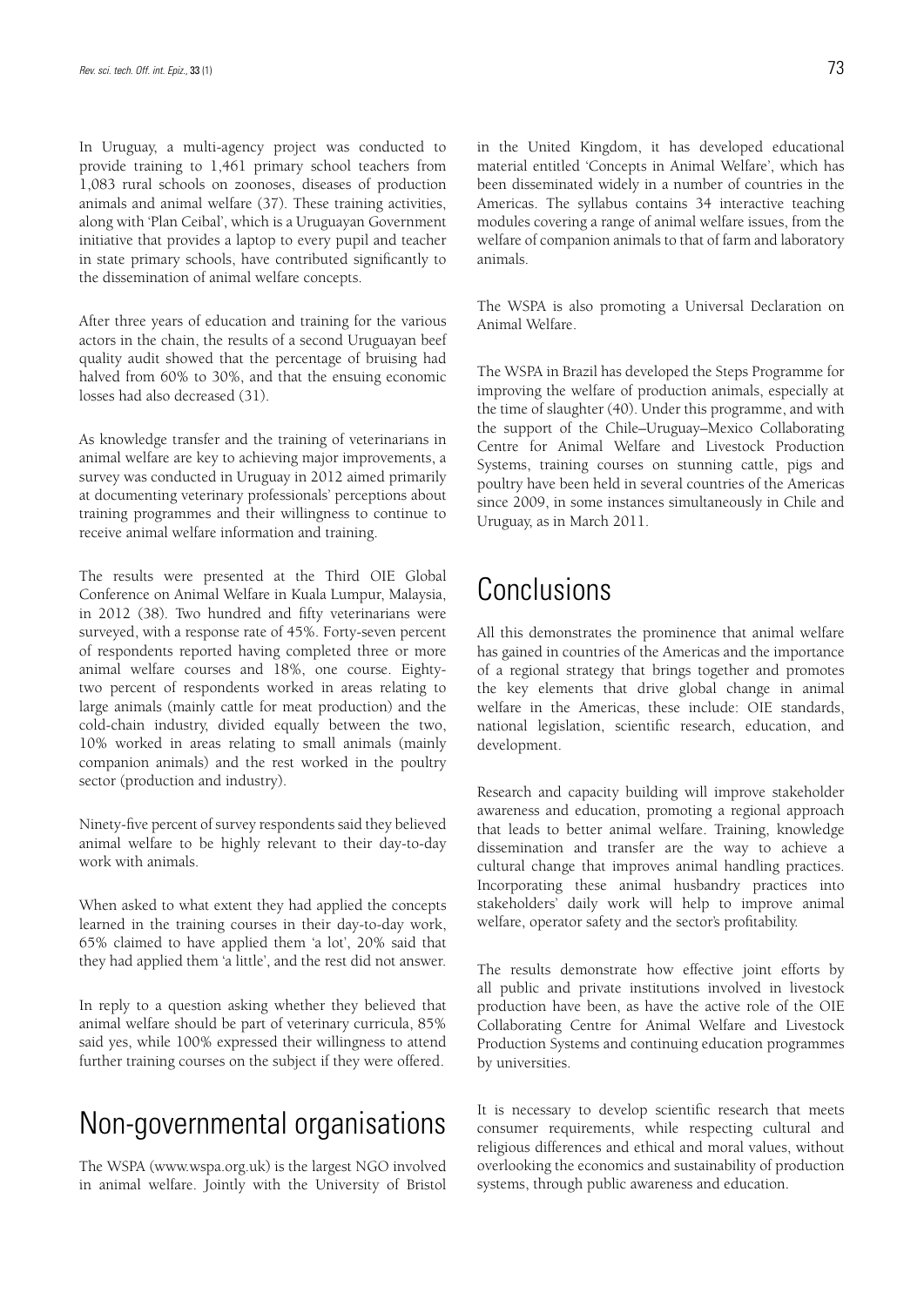In Uruguay, a multi-agency project was conducted to provide training to 1,461 primary school teachers from 1,083 rural schools on zoonoses, diseases of production animals and animal welfare (37). These training activities, along with 'Plan Ceibal', which is a Uruguayan Government initiative that provides a laptop to every pupil and teacher in state primary schools, have contributed significantly to the dissemination of animal welfare concepts.

After three years of education and training for the various actors in the chain, the results of a second Uruguayan beef quality audit showed that the percentage of bruising had halved from 60% to 30%, and that the ensuing economic losses had also decreased (31).

As knowledge transfer and the training of veterinarians in animal welfare are key to achieving major improvements, a survey was conducted in Uruguay in 2012 aimed primarily at documenting veterinary professionals' perceptions about training programmes and their willingness to continue to receive animal welfare information and training.

The results were presented at the Third OIE Global Conference on Animal Welfare in Kuala Lumpur, Malaysia, in 2012 (38). Two hundred and fifty veterinarians were surveyed, with a response rate of 45%. Forty-seven percent of respondents reported having completed three or more animal welfare courses and 18%, one course. Eighty-two percent of respondents worked in areas relating to large animals (mainly cattle for meat production) and the cold-chain industry, divided equally between the two, 10% worked in areas relating to small animals (mainly companion animals) and the rest worked in the poultry sector (production and industry).

Ninety-five percent of survey respondents said they believed animal welfare to be highly relevant to their day-to-day work with animals.

When asked to what extent they had applied the concepts learned in the training courses in their day-to-day work, 65% claimed to have applied them 'a lot', 20% said that they had applied them 'a little', and the rest did not answer.

In reply to a question asking whether they believed that animal welfare should be part of veterinary curricula, 85% said yes, while 100% expressed their willingness to attend further training courses on the subject if they were offered.

## Non-governmental organisations

The WSPA (www.wspa.org.uk) is the largest NGO involved in animal welfare. Jointly with the University of Bristol in the United Kingdom, it has developed educational material entitled 'Concepts in Animal Welfare', which has been disseminated widely in a number of countries in the Americas. The syllabus contains 34 interactive teaching modules covering a range of animal welfare issues, from the welfare of companion animals to that of farm and laboratory animals.

The WSPA is also promoting a Universal Declaration on Animal Welfare.

The WSPA in Brazil has developed the Steps Programme for improving the welfare of production animals, especially at the time of slaughter (40). Under this programme, and with the support of the Chile–Uruguay–Mexico Collaborating Centre for Animal Welfare and Livestock Production Systems, training courses on stunning cattle, pigs and poultry have been held in several countries of the Americas since 2009, in some instances simultaneously in Chile and Uruguay, as in March 2011.

## Conclusions

All this demonstrates the prominence that animal welfare has gained in countries of the Americas and the importance of a regional strategy that brings together and promotes the key elements that drive global change in animal welfare in the Americas, these include: OIE standards, national legislation, scientific research, education, and development.

Research and capacity building will improve stakeholder awareness and education, promoting a regional approach that leads to better animal welfare. Training, knowledge dissemination and transfer are the way to achieve a cultural change that improves animal handling practices. Incorporating these animal husbandry practices into stakeholders' daily work will help to improve animal welfare, operator safety and the sector's profitability.

The results demonstrate how effective joint efforts by all public and private institutions involved in livestock production have been, as have the active role of the OIE Collaborating Centre for Animal Welfare and Livestock Production Systems and continuing education programmes by universities.

It is necessary to develop scientific research that meets consumer requirements, while respecting cultural and religious differences and ethical and moral values, without overlooking the economics and sustainability of production systems, through public awareness and education.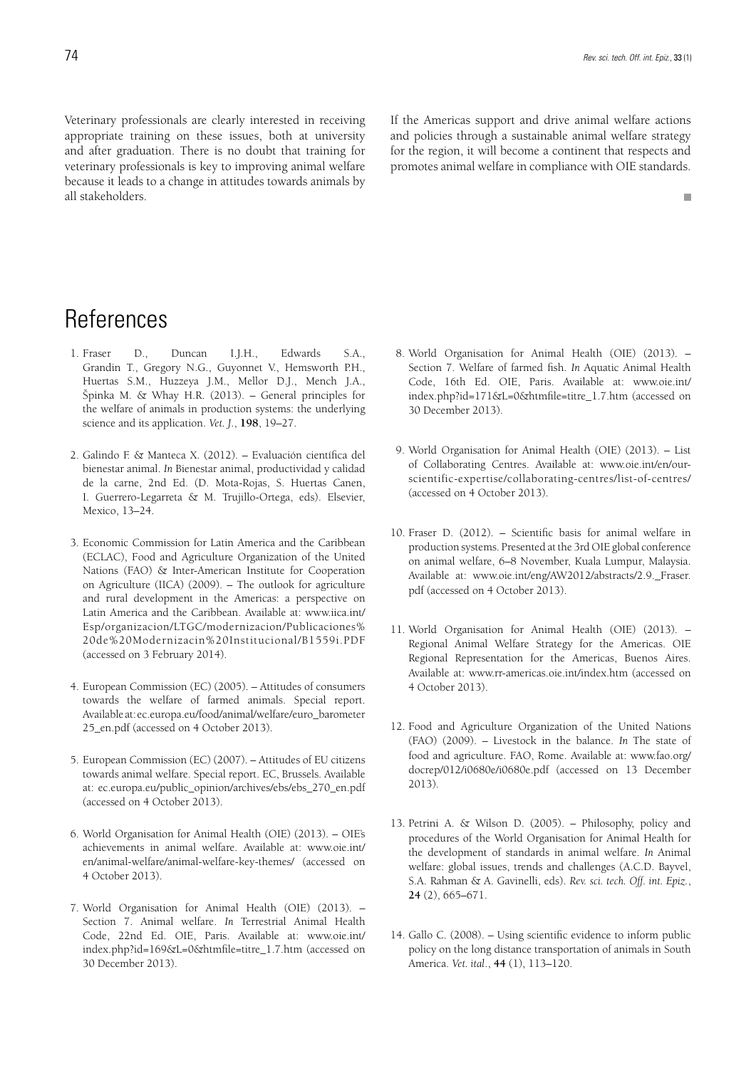Veterinary professionals are clearly interested in receiving appropriate training on these issues, both at university and after graduation. There is no doubt that training for veterinary professionals is key to improving animal welfare because it leads to a change in attitudes towards animals by all stakeholders.

If the Americas support and drive animal welfare actions and policies through a sustainable animal welfare strategy for the region, it will become a continent that respects and promotes animal welfare in compliance with OIE standards.

# References

1. Fraser D., Duncan I.J.H., Edwards S.A., Grandin T., Gregory N.G., Guyonnet V., Hemsworth P.H., Huertas S.M., Huzzeya J.M., Mellor D.J., Mench J.A., Špinka M. & Whay H.R. (2013). – General principles for the welfare of animals in production systems: the underlying science and its application. *Vet. J.*, **198**, 19–27.

2. Galindo F. & Manteca X. (2012). – Evaluación científica del bienestar animal. *In* Bienestar animal, productividad y calidad de la carne, 2nd Ed. (D. Mota-Rojas, S. Huertas Canen, I. Guerrero-Legarreta & M. Trujillo-Ortega, eds). Elsevier, Mexico, 13–24.

3. Economic Commission for Latin America and the Caribbean (ECLAC), Food and Agriculture Organization of the United Nations (FAO) & Inter-American Institute for Cooperation on Agriculture (IICA) (2009). – The outlook for agriculture and rural development in the Americas: a perspective on Latin America and the Caribbean. Available at: www.iica.int/Esp/organizacion/LTGC/modernizacion/Publicaciones%20de%20Modernizacin%20Institucional/B1559i.PDF (accessed on 3 February 2014).

4. European Commission (EC) (2005). – Attitudes of consumers towards the welfare of farmed animals. Special report. Available at: ec.europa.eu/food/animal/welfare/euro_barometer25_en.pdf (accessed on 4 October 2013).

5. European Commission (EC) (2007). – Attitudes of EU citizens towards animal welfare. Special report. EC, Brussels. Available at: ec.europa.eu/public_opinion/archives/ebs/ebs_270_en.pdf (accessed on 4 October 2013).

6. World Organisation for Animal Health (OIE) (2013). – OIE's achievements in animal welfare. Available at: www.oie.int/en/animal-welfare/animal-welfare-key-themes/ (accessed on 4 October 2013).

7. World Organisation for Animal Health (OIE) (2013). – Section 7. Animal welfare. *In* Terrestrial Animal Health Code, 22nd Ed. OIE, Paris. Available at: www.oie.int/index.php?id=169&L=0&htmfile=titre_1.7.htm (accessed on 30 December 2013).

8. World Organisation for Animal Health (OIE) (2013). – Section 7. Welfare of farmed fish. *In* Aquatic Animal Health Code, 16th Ed. OIE, Paris. Available at: www.oie.int/index.php?id=171&L=0&htmfile=titre_1.7.htm (accessed on 30 December 2013).

9. World Organisation for Animal Health (OIE) (2013). – List of Collaborating Centres. Available at: www.oie.int/en/our-scientific-expertise/collaborating-centres/list-of-centres/ (accessed on 4 October 2013).

10. Fraser D. (2012). – Scientific basis for animal welfare in production systems. Presented at the 3rd OIE global conference on animal welfare, 6–8 November, Kuala Lumpur, Malaysia. Available at: www.oie.int/eng/AW2012/abstracts/2.9._Fraser.pdf (accessed on 4 October 2013).

11. World Organisation for Animal Health (OIE) (2013). – Regional Animal Welfare Strategy for the Americas. OIE Regional Representation for the Americas, Buenos Aires. Available at: www.rr-americas.oie.int/index.htm (accessed on 4 October 2013).

12. Food and Agriculture Organization of the United Nations (FAO) (2009). – Livestock in the balance. *In* The state of food and agriculture. FAO, Rome. Available at: www.fao.org/docrep/012/i0680e/i0680e.pdf (accessed on 13 December 2013).

13. Petrini A. & Wilson D. (2005). – Philosophy, policy and procedures of the World Organisation for Animal Health for the development of standards in animal welfare. *In* Animal welfare: global issues, trends and challenges (A.C.D. Bayvel, S.A. Rahman & A. Gavinelli, eds). *Rev. sci. tech. Off. int. Epiz.*, **24** (2), 665–671.

14. Gallo C. (2008). – Using scientific evidence to inform public policy on the long distance transportation of animals in South America. *Vet. ital.*, **44** (1), 113–120.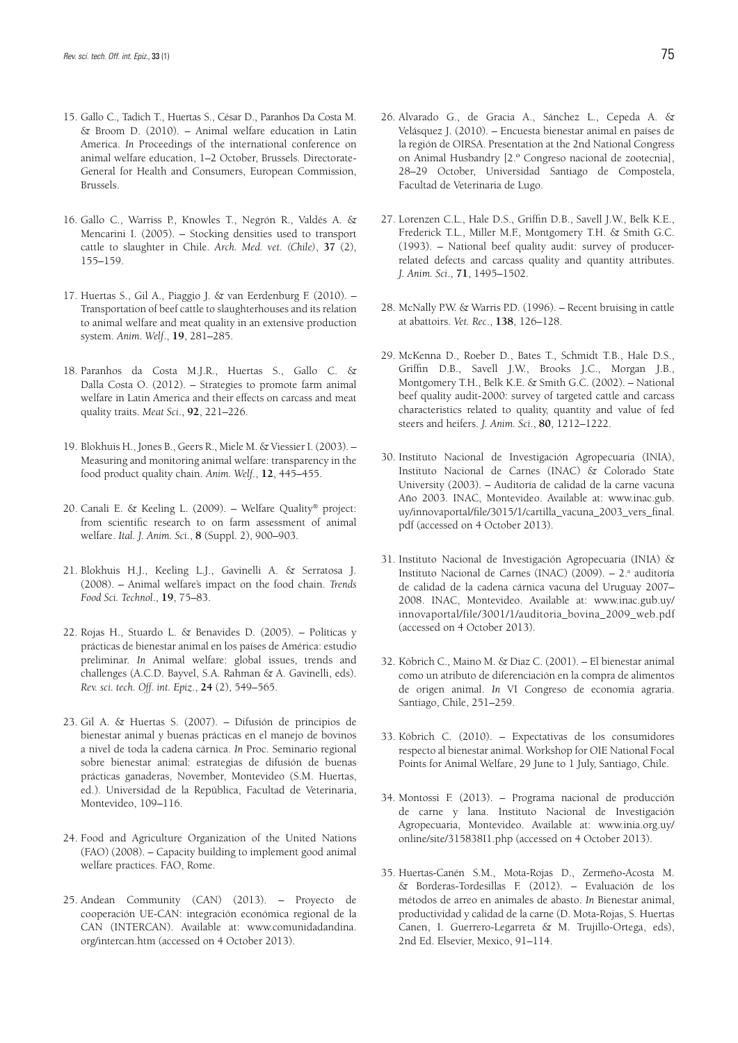15. Gallo C., Tadich T., Huertas S., César D., Paranhos Da Costa M. & Broom D. (2010). – Animal welfare education in Latin America. *In* Proceedings of the international conference on animal welfare education, 1–2 October, Brussels. Directorate-General for Health and Consumers, European Commission, Brussels.

16. Gallo C., Warriss P., Knowles T., Negrón R., Valdés A. & Mencarini I. (2005). – Stocking densities used to transport cattle to slaughter in Chile. *Arch. Med. vet. (Chile)*, **37** (2), 155–159.

17. Huertas S., Gil A., Piaggio J. & van Eerdenburg F. (2010). – Transportation of beef cattle to slaughterhouses and its relation to animal welfare and meat quality in an extensive production system. *Anim. Welf.*, **19**, 281–285.

18. Paranhos da Costa M.J.R., Huertas S., Gallo C. & Dalla Costa O. (2012). – Strategies to promote farm animal welfare in Latin America and their effects on carcass and meat quality traits. *Meat Sci.*, **92**, 221–226.

19. Blokhuis H., Jones B., Geers R., Miele M. & Viessier I. (2003). – Measuring and monitoring animal welfare: transparency in the food product quality chain. *Anim. Welf.*, **12**, 445–455.

20. Canali E. & Keeling L. (2009). – Welfare Quality® project: from scientific research to on farm assessment of animal welfare. *Ital. J. Anim. Sci.*, **8** (Suppl. 2), 900–903.

21. Blokhuis H.J., Keeling L.J., Gavinelli A. & Serratosa J. (2008). – Animal welfare's impact on the food chain. *Trends Food Sci. Technol.*, **19**, 75–83.

22. Rojas H., Stuardo L. & Benavides D. (2005). – Políticas y prácticas de bienestar animal en los países de América: estudio preliminar. *In* Animal welfare: global issues, trends and challenges (A.C.D. Bayvel, S.A. Rahman & A. Gavinelli, eds). *Rev. sci. tech. Off. int. Epiz.*, **24** (2), 549–565.

23. Gil A. & Huertas S. (2007). – Difusión de principios de bienestar animal y buenas prácticas en el manejo de bovinos a nivel de toda la cadena cárnica. *In* Proc. Seminario regional sobre bienestar animal: estrategias de difusión de buenas prácticas ganaderas, November, Montevideo (S.M. Huertas, ed.). Universidad de la República, Facultad de Veterinaria, Montevideo, 109–116.

24. Food and Agriculture Organization of the United Nations (FAO) (2008). – Capacity building to implement good animal welfare practices. FAO, Rome.

25. Andean Community (CAN) (2013). – Proyecto de cooperación UE-CAN: integración económica regional de la CAN (INTERCAN). Available at: www.comunidadandina.org/intercan.htm (accessed on 4 October 2013).

26. Alvarado G., de Gracia A., Sánchez L., Cepeda A. & Velásquez J. (2010). – Encuesta bienestar animal en países de la región de OIRSA. Presentation at the 2nd National Congress on Animal Husbandry [2.º Congreso nacional de zootecnia], 28–29 October, Universidad Santiago de Compostela, Facultad de Veterinaria de Lugo.

27. Lorenzen C.L., Hale D.S., Griffin D.B., Savell J.W., Belk K.E., Frederick T.L., Miller M.F., Montgomery T.H. & Smith G.C. (1993). – National beef quality audit: survey of producer-related defects and carcass quality and quantity attributes. *J. Anim. Sci.*, **71**, 1495–1502.

28. McNally P.W. & Warris P.D. (1996). – Recent bruising in cattle at abattoirs. *Vet. Rec.*, **138**, 126–128.

29. McKenna D., Roeber D., Bates T., Schmidt T.B., Hale D.S., Griffin D.B., Savell J.W., Brooks J.C., Morgan J.B., Montgomery T.H., Belk K.E. & Smith G.C. (2002). – National beef quality audit-2000: survey of targeted cattle and carcass characteristics related to quality, quantity and value of fed steers and heifers. *J. Anim. Sci.*, **80**, 1212–1222.

30. Instituto Nacional de Investigación Agropecuaria (INIA), Instituto Nacional de Carnes (INAC) & Colorado State University (2003). – Auditoría de calidad de la carne vacuna Año 2003. INAC, Montevideo. Available at: www.inac.gub.uy/innovaportal/file/3015/1/cartilla_vacuna_2003_vers_final.pdf (accessed on 4 October 2013).

31. Instituto Nacional de Investigación Agropecuaria (INIA) & Instituto Nacional de Carnes (INAC) (2009). – 2.ª auditoría de calidad de la cadena cárnica vacuna del Uruguay 2007–2008. INAC, Montevideo. Available at: www.inac.gub.uy/innovaportal/file/3001/1/auditoria_bovina_2009_web.pdf (accessed on 4 October 2013).

32. Köbrich C., Maino M. & Diaz C. (2001). – El bienestar animal como un atributo de diferenciación en la compra de alimentos de origen animal. *In* VI Congreso de economía agraria. Santiago, Chile, 251–259.

33. Köbrich C. (2010). – Expectativas de los consumidores respecto al bienestar animal. Workshop for OIE National Focal Points for Animal Welfare, 29 June to 1 July, Santiago, Chile.

34. Montossi F. (2013). – Programa nacional de producción de carne y lana. Instituto Nacional de Investigación Agropecuaria, Montevideo. Available at: www.inia.org.uy/online/site/315838I1.php (accessed on 4 October 2013).

35. Huertas-Canén S.M., Mota-Rojas D., Zermeño-Acosta M. & Borderas-Tordesillas F. (2012). – Evaluación de los métodos de arreo en animales de abasto. *In* Bienestar animal, productividad y calidad de la carne (D. Mota-Rojas, S. Huertas Canen, I. Guerrero-Legarreta & M. Trujillo-Ortega, eds), 2nd Ed. Elsevier, Mexico, 91–114.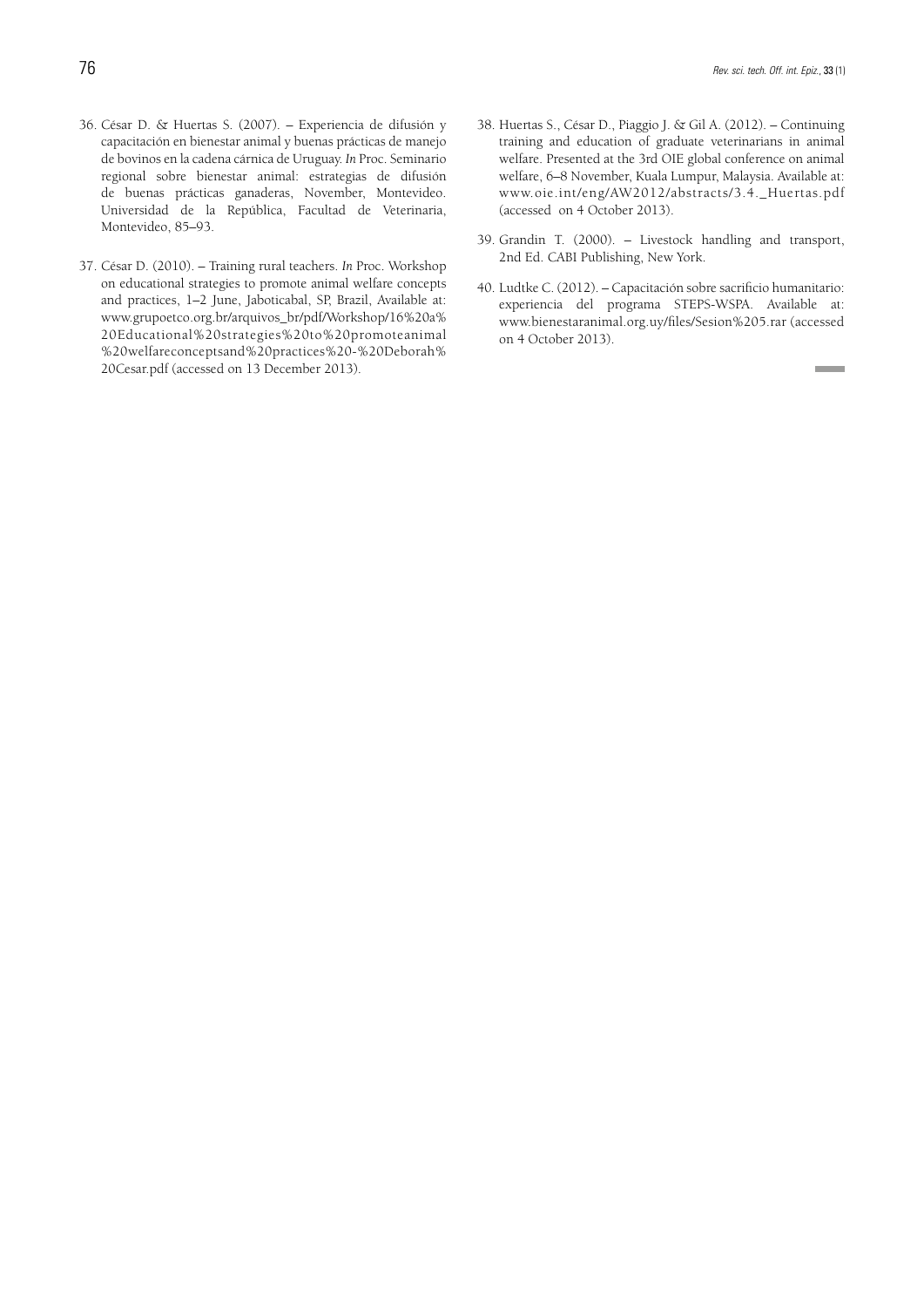36. César D. & Huertas S. (2007). – Experiencia de difusión y capacitación en bienestar animal y buenas prácticas de manejo de bovinos en la cadena cárnica de Uruguay. *In* Proc. Seminario regional sobre bienestar animal: estrategias de difusión de buenas prácticas ganaderas, November, Montevideo. Universidad de la República, Facultad de Veterinaria, Montevideo, 85–93.

37. César D. (2010). – Training rural teachers. *In* Proc. Workshop on educational strategies to promote animal welfare concepts and practices, 1–2 June, Jaboticabal, SP, Brazil, Available at: www.grupoetco.org.br/arquivos_br/pdf/Workshop/16%20a%20Educational%20strategies%20to%20promoteanimal%20welfareconceptsand%20practices%20-%20Deborah%20Cesar.pdf (accessed on 13 December 2013).

38. Huertas S., César D., Piaggio J. & Gil A. (2012). – Continuing training and education of graduate veterinarians in animal welfare. Presented at the 3rd OIE global conference on animal welfare, 6–8 November, Kuala Lumpur, Malaysia. Available at: www.oie.int/eng/AW2012/abstracts/3.4._Huertas.pdf (accessed on 4 October 2013).

39. Grandin T. (2000). – Livestock handling and transport, 2nd Ed. CABI Publishing, New York.

40. Ludtke C. (2012). – Capacitación sobre sacrificio humanitario: experiencia del programa STEPS-WSPA. Available at: www.bienestaranimal.org.uy/files/Sesion%205.rar (accessed on 4 October 2013).